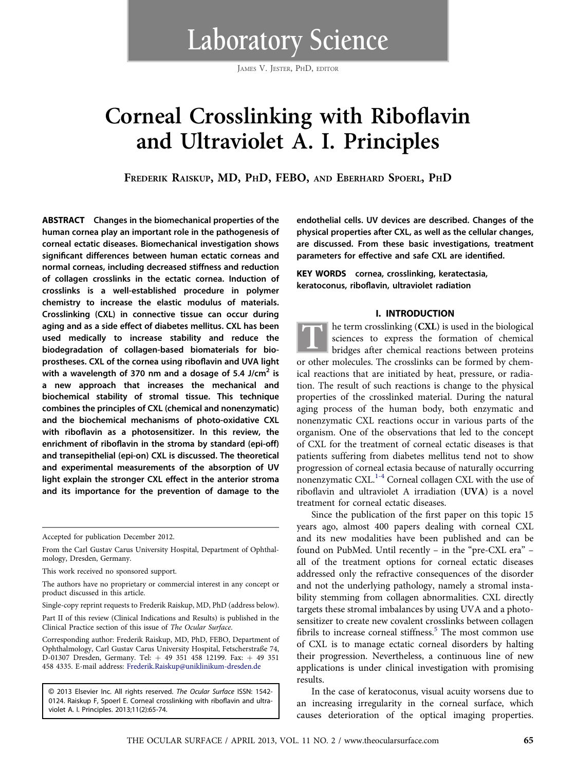# Laboratory Science

James V. Jester, PhD, editor

# Corneal Crosslinking with Riboflavin and Ultraviolet A. I. Principles

Frederik Raiskup, MD, PhD, FEBO, and Eberhard Spoerl, PhD

**ABSTRACT Changes in the biomechanical properties of the human cornea play an important role in the pathogenesis of corneal ectatic diseases. Biomechanical investigation shows significant differences between human ectatic corneas and normal corneas, including decreased stiffness and reduction of collagen crosslinks in the ectatic cornea. Induction of crosslinks is a well-established procedure in polymer chemistry to increase the elastic modulus of materials. Crosslinking (CXL) in connective tissue can occur during aging and as a side effect of diabetes mellitus. CXL has been used medically to increase stability and reduce the biodegradation of collagen-based biomaterials for bioprostheses. CXL of the cornea using riboflavin and UVA light with a wavelength of 370 nm and a dosage of 5.4 J/cm$^2$ is a new approach that increases the mechanical and biochemical stability of stromal tissue. This technique combines the principles of CXL (chemical and nonenzymatic) and the biochemical mechanisms of photo-oxidative CXL with riboflavin as a photosensitizer. In this review, the enrichment of riboflavin in the stroma by standard (epi-off) and transepithelial (epi-on) CXL is discussed. The theoretical and experimental measurements of the absorption of UV light explain the stronger CXL effect in the anterior stroma and its importance for the prevention of damage to the endothelial cells. UV devices are described. Changes of the physical properties after CXL, as well as the cellular changes, are discussed. From these basic investigations, treatment parameters for effective and safe CXL are identified.**

**KEY WORDS cornea, crosslinking, keratectasia, keratoconus, riboflavin, ultraviolet radiation**

Accepted for publication December 2012.

From the Carl Gustav Carus University Hospital, Department of Ophthalmology, Dresden, Germany.

This work received no sponsored support.

The authors have no proprietary or commercial interest in any concept or product discussed in this article.

Single-copy reprint requests to Frederik Raiskup, MD, PhD (address below).

Part II of this review (Clinical Indications and Results) is published in the Clinical Practice section of this issue of *The Ocular Surface*.

Corresponding author: Frederik Raiskup, MD, PhD, FEBO, Department of Ophthalmology, Carl Gustav Carus University Hospital, Fetscherstraße 74, D-01307 Dresden, Germany. Tel: + 49 351 458 12199. Fax: + 49 351 458 4335. E-mail address: Frederik.Raiskup@uniklinikum-dresden.de

© 2013 Elsevier Inc. All rights reserved. *The Ocular Surface* ISSN: 1542-0124. Raiskup F, Spoerl E. Corneal crosslinking with riboflavin and ultraviolet A. I. Principles. 2013;11(2):65-74.

## I. INTRODUCTION

The term crosslinking (**CXL**) is used in the biological sciences to express the formation of chemical bridges after chemical reactions between proteins or other molecules. The crosslinks can be formed by chemical reactions that are initiated by heat, pressure, or radiation. The result of such reactions is change to the physical properties of the crosslinked material. During the natural aging process of the human body, both enzymatic and nonenzymatic CXL reactions occur in various parts of the organism. One of the observations that led to the concept of CXL for the treatment of corneal ectatic diseases is that patients suffering from diabetes mellitus tend not to show progression of corneal ectasia because of naturally occurring nonenzymatic CXL.[1-4] Corneal collagen CXL with the use of riboflavin and ultraviolet A irradiation (**UVA**) is a novel treatment for corneal ectatic diseases.

Since the publication of the first paper on this topic 15 years ago, almost 400 papers dealing with corneal CXL and its new modalities have been published and can be found on PubMed. Until recently – in the "pre-CXL era" – all of the treatment options for corneal ectatic diseases addressed only the refractive consequences of the disorder and not the underlying pathology, namely a stromal instability stemming from collagen abnormalities. CXL directly targets these stromal imbalances by using UVA and a photosensitizer to create new covalent crosslinks between collagen fibrils to increase corneal stiffness.[5] The most common use of CXL is to manage ectatic corneal disorders by halting their progression. Nevertheless, a continuous line of new applications is under clinical investigation with promising results.

In the case of keratoconus, visual acuity worsens due to an increasing irregularity in the corneal surface, which causes deterioration of the optical imaging properties.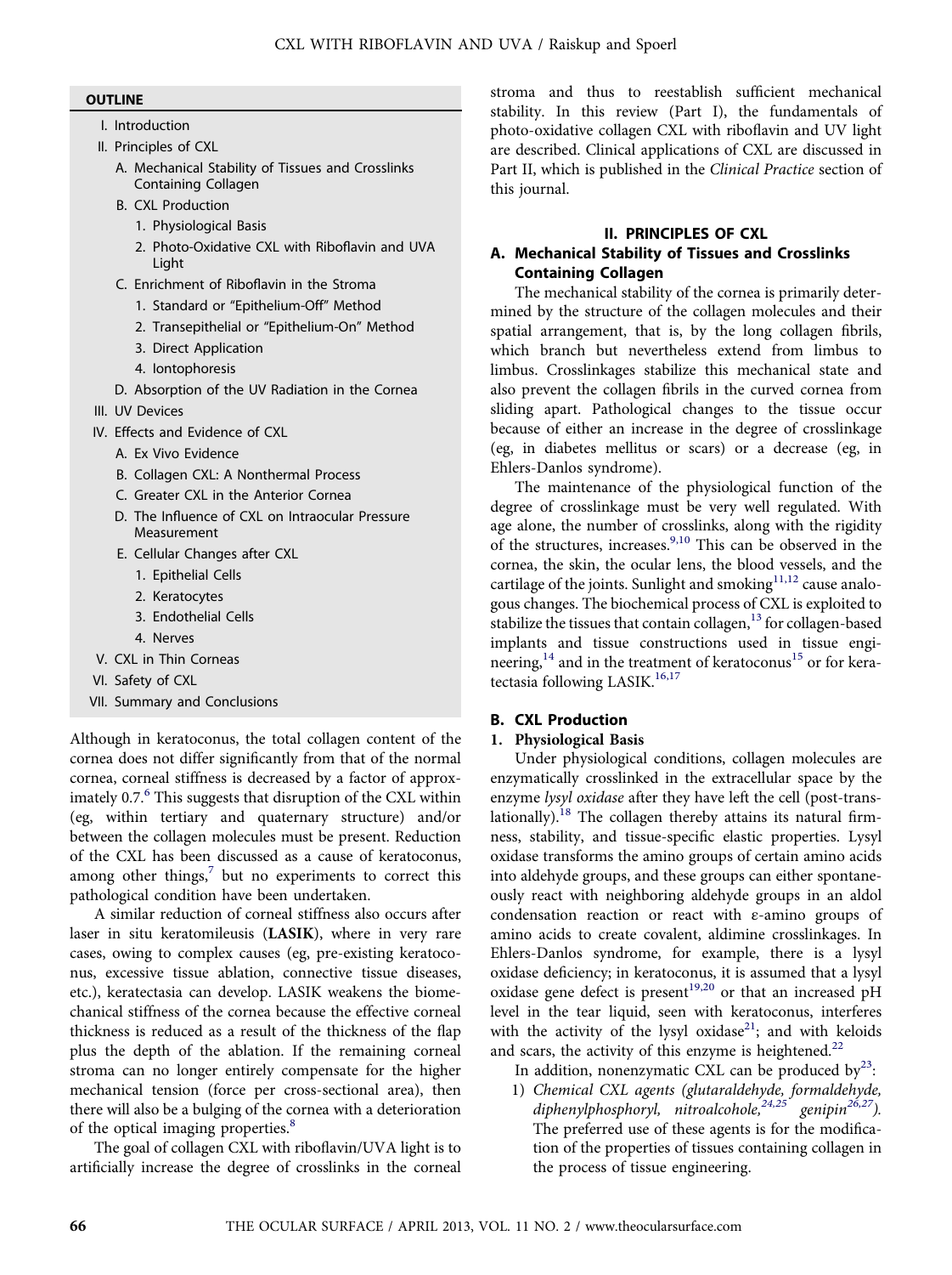**OUTLINE**

- I. Introduction
- II. Principles of CXL
  - A. Mechanical Stability of Tissues and Crosslinks Containing Collagen
  - B. CXL Production
    - 1. Physiological Basis
    - 2. Photo-Oxidative CXL with Riboflavin and UVA Light
  - C. Enrichment of Riboflavin in the Stroma
    - 1. Standard or "Epithelium-Off" Method
    - 2. Transepithelial or "Epithelium-On" Method
    - 3. Direct Application
    - 4. Iontophoresis
  - D. Absorption of the UV Radiation in the Cornea
- III. UV Devices
- IV. Effects and Evidence of CXL
  - A. Ex Vivo Evidence
  - B. Collagen CXL: A Nonthermal Process
  - C. Greater CXL in the Anterior Cornea
  - D. The Influence of CXL on Intraocular Pressure Measurement
  - E. Cellular Changes after CXL
    - 1. Epithelial Cells
    - 2. Keratocytes
    - 3. Endothelial Cells
    - 4. Nerves
- V. CXL in Thin Corneas
- VI. Safety of CXL
- VII. Summary and Conclusions

Although in keratoconus, the total collagen content of the cornea does not differ significantly from that of the normal cornea, corneal stiffness is decreased by a factor of approximately 0.7.[6] This suggests that disruption of the CXL within (eg, within tertiary and quaternary structure) and/or between the collagen molecules must be present. Reduction of the CXL has been discussed as a cause of keratoconus, among other things,[7] but no experiments to correct this pathological condition have been undertaken.

A similar reduction of corneal stiffness also occurs after laser in situ keratomileusis (**LASIK**), where in very rare cases, owing to complex causes (eg, pre-existing keratoconus, excessive tissue ablation, connective tissue diseases, etc.), keratectasia can develop. LASIK weakens the biomechanical stiffness of the cornea because the effective corneal thickness is reduced as a result of the thickness of the flap plus the depth of the ablation. If the remaining corneal stroma can no longer entirely compensate for the higher mechanical tension (force per cross-sectional area), then there will also be a bulging of the cornea with a deterioration of the optical imaging properties.[8]

The goal of collagen CXL with riboflavin/UVA light is to artificially increase the degree of crosslinks in the corneal stroma and thus to reestablish sufficient mechanical stability. In this review (Part I), the fundamentals of photo-oxidative collagen CXL with riboflavin and UV light are described. Clinical applications of CXL are discussed in Part II, which is published in the *Clinical Practice* section of this journal.

## II. PRINCIPLES OF CXL

### A. Mechanical Stability of Tissues and Crosslinks Containing Collagen

The mechanical stability of the cornea is primarily determined by the structure of the collagen molecules and their spatial arrangement, that is, by the long collagen fibrils, which branch but nevertheless extend from limbus to limbus. Crosslinkages stabilize this mechanical state and also prevent the collagen fibrils in the curved cornea from sliding apart. Pathological changes to the tissue occur because of either an increase in the degree of crosslinkage (eg, in diabetes mellitus or scars) or a decrease (eg, in Ehlers-Danlos syndrome).

The maintenance of the physiological function of the degree of crosslinkage must be very well regulated. With age alone, the number of crosslinks, along with the rigidity of the structures, increases.[9,10] This can be observed in the cornea, the skin, the ocular lens, the blood vessels, and the cartilage of the joints. Sunlight and smoking[11,12] cause analogous changes. The biochemical process of CXL is exploited to stabilize the tissues that contain collagen,[13] for collagen-based implants and tissue constructions used in tissue engineering,[14] and in the treatment of keratoconus[15] or for keratectasia following LASIK.[16,17]

### B. CXL Production

#### 1. Physiological Basis

Under physiological conditions, collagen molecules are enzymatically crosslinked in the extracellular space by the enzyme *lysyl oxidase* after they have left the cell (post-translationally).[18] The collagen thereby attains its natural firmness, stability, and tissue-specific elastic properties. Lysyl oxidase transforms the amino groups of certain amino acids into aldehyde groups, and these groups can either spontaneously react with neighboring aldehyde groups in an aldol condensation reaction or react with ε-amino groups of amino acids to create covalent, aldimine crosslinkages. In Ehlers-Danlos syndrome, for example, there is a lysyl oxidase deficiency; in keratoconus, it is assumed that a lysyl oxidase gene defect is present[19,20] or that an increased pH level in the tear liquid, seen with keratoconus, interferes with the activity of the lysyl oxidase[21]; and with keloids and scars, the activity of this enzyme is heightened.[22]

In addition, nonenzymatic CXL can be produced by[23]:

1) *Chemical CXL agents (glutaraldehyde, formaldehyde, diphenylphosphoryl, nitroalcohole,[24,25] genipin[26,27]).* The preferred use of these agents is for the modification of the properties of tissues containing collagen in the process of tissue engineering.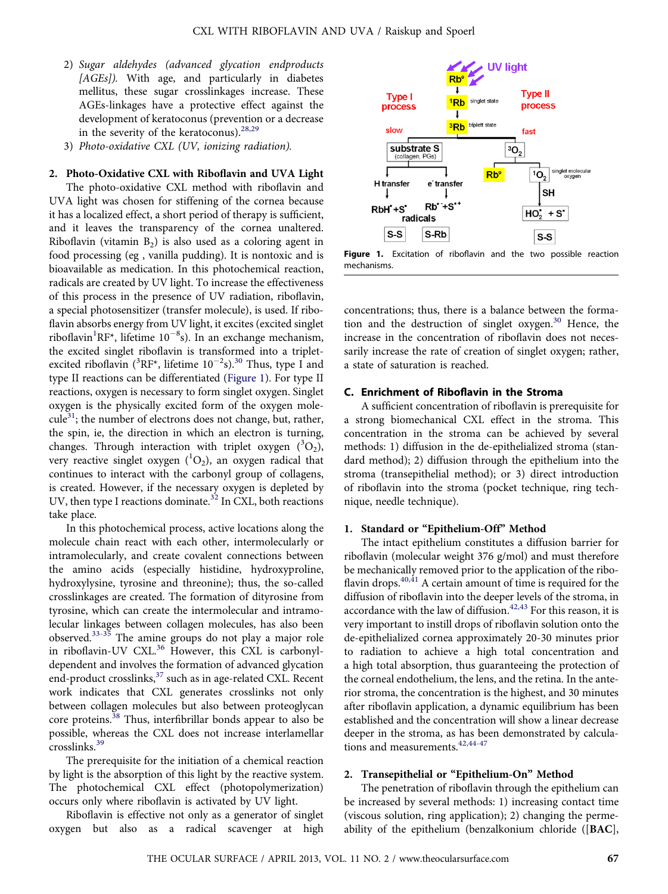2) *Sugar aldehydes (advanced glycation endproducts [AGEs]).* With age, and particularly in diabetes mellitus, these sugar crosslinkages increase. These AGEs-linkages have a protective effect against the development of keratoconus (prevention or a decrease in the severity of the keratoconus).[28,29]
3) *Photo-oxidative CXL (UV, ionizing radiation).*

### 2. Photo-Oxidative CXL with Riboflavin and UVA Light

The photo-oxidative CXL method with riboflavin and UVA light was chosen for stiffening of the cornea because it has a localized effect, a short period of therapy is sufficient, and it leaves the transparency of the cornea unaltered. Riboflavin (vitamin $B_2$) is also used as a coloring agent in food processing (eg , vanilla pudding). It is nontoxic and is bioavailable as medication. In this photochemical reaction, radicals are created by UV light. To increase the effectiveness of this process in the presence of UV radiation, riboflavin, a special photosensitizer (transfer molecule), is used. If riboflavin absorbs energy from UV light, it excites (excited singlet riboflavin $^1RF^*$, lifetime $10^{-8}$s). In an exchange mechanism, the excited singlet riboflavin is transformed into a triplet-excited riboflavin ($^3RF^*$, lifetime $10^{-2}$s).[30] Thus, type I and type II reactions can be differentiated (Figure 1). For type II reactions, oxygen is necessary to form singlet oxygen. Singlet oxygen is the physically excited form of the oxygen molecule[31]; the number of electrons does not change, but, rather, the spin, ie, the direction in which an electron is turning, changes. Through interaction with triplet oxygen ($^3O_2$), very reactive singlet oxygen ($^1O_2$), an oxygen radical that continues to interact with the carbonyl group of collagens, is created. However, if the necessary oxygen is depleted by UV, then type I reactions dominate.[32] In CXL, both reactions take place.

In this photochemical process, active locations along the molecule chain react with each other, intermolecularly or intramolecularly, and create covalent connections between the amino acids (especially histidine, hydroxyproline, hydroxylysine, tyrosine and threonine); thus, the so-called crosslinkages are created. The formation of dityrosine from tyrosine, which can create the intermolecular and intramolecular linkages between collagen molecules, has also been observed.[33-35] The amine groups do not play a major role in riboflavin-UV CXL.[36] However, this CXL is carbonyl-dependent and involves the formation of advanced glycation end-product crosslinks,[37] such as in age-related CXL. Recent work indicates that CXL generates crosslinks not only between collagen molecules but also between proteoglycan core proteins.[38] Thus, interfibrillar bonds appear to also be possible, whereas the CXL does not increase interlamellar crosslinks.[39]

The prerequisite for the initiation of a chemical reaction by light is the absorption of this light by the reactive system. The photochemical CXL effect (photopolymerization) occurs only where riboflavin is activated by UV light.

Riboflavin is effective not only as a generator of singlet oxygen but also as a radical scavenger at high concentrations; thus, there is a balance between the formation and the destruction of singlet oxygen.[30] Hence, the increase in the concentration of riboflavin does not necessarily increase the rate of creation of singlet oxygen; rather, a state of saturation is reached.

**Figure 1.** Excitation of riboflavin and the two possible reaction mechanisms.

## C. Enrichment of Riboflavin in the Stroma

A sufficient concentration of riboflavin is prerequisite for a strong biomechanical CXL effect in the stroma. This concentration in the stroma can be achieved by several methods: 1) diffusion in the de-epithelialized stroma (standard method); 2) diffusion through the epithelium into the stroma (transepithelial method); or 3) direct introduction of riboflavin into the stroma (pocket technique, ring technique, needle technique).

### 1. Standard or "Epithelium-Off" Method

The intact epithelium constitutes a diffusion barrier for riboflavin (molecular weight 376 g/mol) and must therefore be mechanically removed prior to the application of the riboflavin drops.[40,41] A certain amount of time is required for the diffusion of riboflavin into the deeper levels of the stroma, in accordance with the law of diffusion.[42,43] For this reason, it is very important to instill drops of riboflavin solution onto the de-epithelialized cornea approximately 20-30 minutes prior to radiation to achieve a high total concentration and a high total absorption, thus guaranteeing the protection of the corneal endothelium, the lens, and the retina. In the anterior stroma, the concentration is the highest, and 30 minutes after riboflavin application, a dynamic equilibrium has been established and the concentration will show a linear decrease deeper in the stroma, as has been demonstrated by calculations and measurements.[42,44-47]

### 2. Transepithelial or "Epithelium-On" Method

The penetration of riboflavin through the epithelium can be increased by several methods: 1) increasing contact time (viscous solution, ring application); 2) changing the permeability of the epithelium (benzalkonium chloride ([**BAC**],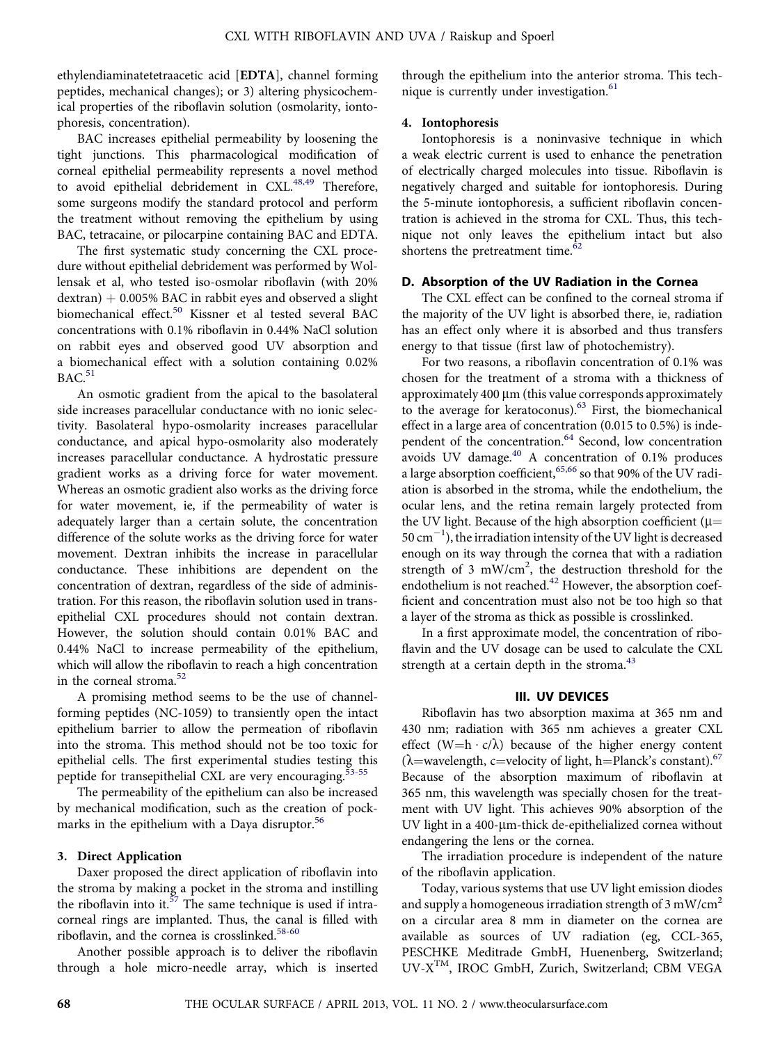ethylendiaminatetetraacetic acid [**EDTA**], channel forming peptides, mechanical changes); or 3) altering physicochemical properties of the riboflavin solution (osmolarity, iontophoresis, concentration).

BAC increases epithelial permeability by loosening the tight junctions. This pharmacological modification of corneal epithelial permeability represents a novel method to avoid epithelial debridement in CXL.[48,49] Therefore, some surgeons modify the standard protocol and perform the treatment without removing the epithelium by using BAC, tetracaine, or pilocarpine containing BAC and EDTA.

The first systematic study concerning the CXL procedure without epithelial debridement was performed by Wollensak et al, who tested iso-osmolar riboflavin (with 20% dextran) + 0.005% BAC in rabbit eyes and observed a slight biomechanical effect.[50] Kissner et al tested several BAC concentrations with 0.1% riboflavin in 0.44% NaCl solution on rabbit eyes and observed good UV absorption and a biomechanical effect with a solution containing 0.02% BAC.[51]

An osmotic gradient from the apical to the basolateral side increases paracellular conductance with no ionic selectivity. Basolateral hypo-osmolarity increases paracellular conductance, and apical hypo-osmolarity also moderately increases paracellular conductance. A hydrostatic pressure gradient works as a driving force for water movement. Whereas an osmotic gradient also works as the driving force for water movement, ie, if the permeability of water is adequately larger than a certain solute, the concentration difference of the solute works as the driving force for water movement. Dextran inhibits the increase in paracellular conductance. These inhibitions are dependent on the concentration of dextran, regardless of the side of administration. For this reason, the riboflavin solution used in transepithelial CXL procedures should not contain dextran. However, the solution should contain 0.01% BAC and 0.44% NaCl to increase permeability of the epithelium, which will allow the riboflavin to reach a high concentration in the corneal stroma.[52]

A promising method seems to be the use of channel-forming peptides (NC-1059) to transiently open the intact epithelium barrier to allow the permeation of riboflavin into the stroma. This method should not be too toxic for epithelial cells. The first experimental studies testing this peptide for transepithelial CXL are very encouraging.[53-55]

The permeability of the epithelium can also be increased by mechanical modification, such as the creation of pockmarks in the epithelium with a Daya disruptor.[56]

#### 3. Direct Application

Daxer proposed the direct application of riboflavin into the stroma by making a pocket in the stroma and instilling the riboflavin into it.[57] The same technique is used if intracorneal rings are implanted. Thus, the canal is filled with riboflavin, and the cornea is crosslinked.[58-60]

Another possible approach is to deliver the riboflavin through a hole micro-needle array, which is inserted through the epithelium into the anterior stroma. This technique is currently under investigation.[61]

#### 4. Iontophoresis

Iontophoresis is a noninvasive technique in which a weak electric current is used to enhance the penetration of electrically charged molecules into tissue. Riboflavin is negatively charged and suitable for iontophoresis. During the 5-minute iontophoresis, a sufficient riboflavin concentration is achieved in the stroma for CXL. Thus, this technique not only leaves the epithelium intact but also shortens the pretreatment time.[62]

### D. Absorption of the UV Radiation in the Cornea

The CXL effect can be confined to the corneal stroma if the majority of the UV light is absorbed there, ie, radiation has an effect only where it is absorbed and thus transfers energy to that tissue (first law of photochemistry).

For two reasons, a riboflavin concentration of 0.1% was chosen for the treatment of a stroma with a thickness of approximately 400 μm (this value corresponds approximately to the average for keratoconus).[63] First, the biomechanical effect in a large area of concentration (0.015 to 0.5%) is independent of the concentration.[64] Second, low concentration avoids UV damage.[40] A concentration of 0.1% produces a large absorption coefficient,[65,66] so that 90% of the UV radiation is absorbed in the stroma, while the endothelium, the ocular lens, and the retina remain largely protected from the UV light. Because of the high absorption coefficient ($\mu = 50\ cm^{-1}$), the irradiation intensity of the UV light is decreased enough on its way through the cornea that with a radiation strength of 3 $mW/cm^2$, the destruction threshold for the endothelium is not reached.[42] However, the absorption coefficient and concentration must also not be too high so that a layer of the stroma as thick as possible is crosslinked.

In a first approximate model, the concentration of riboflavin and the UV dosage can be used to calculate the CXL strength at a certain depth in the stroma.[43]

## III. UV DEVICES

Riboflavin has two absorption maxima at 365 nm and 430 nm; radiation with 365 nm achieves a greater CXL effect ($W = h \cdot c/\lambda$) because of the higher energy content ($\lambda$=wavelength, c=velocity of light, h=Planck's constant).[67] Because of the absorption maximum of riboflavin at 365 nm, this wavelength was specially chosen for the treatment with UV light. This achieves 90% absorption of the UV light in a 400-μm-thick de-epithelialized cornea without endangering the lens or the cornea.

The irradiation procedure is independent of the nature of the riboflavin application.

Today, various systems that use UV light emission diodes and supply a homogeneous irradiation strength of 3 $mW/cm^2$ on a circular area 8 mm in diameter on the cornea are available as sources of UV radiation (eg, CCL-365, PESCHKE Meditrade GmbH, Huenenberg, Switzerland; UV-X™, IROC GmbH, Zurich, Switzerland; CBM VEGA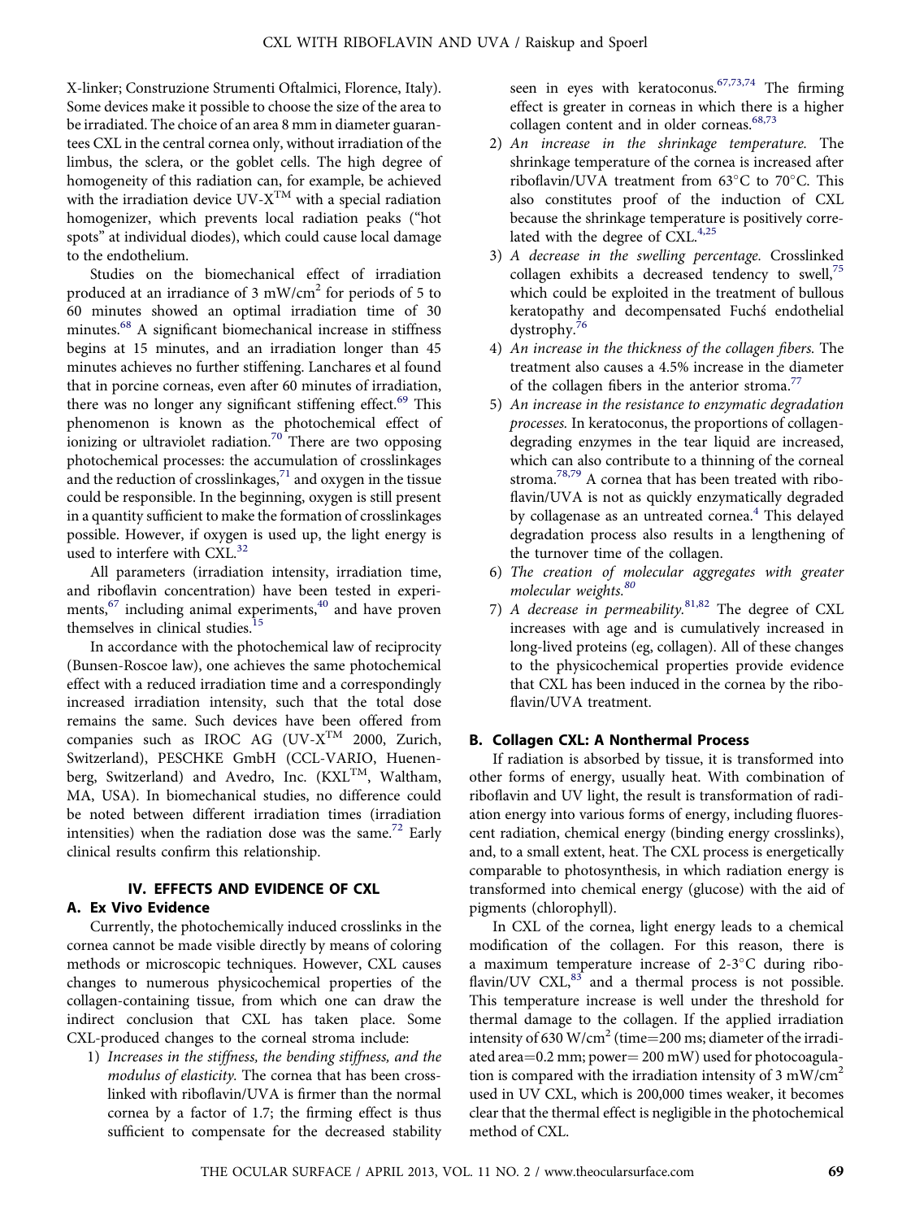X-linker; Construzione Strumenti Oftalmici, Florence, Italy). Some devices make it possible to choose the size of the area to be irradiated. The choice of an area 8 mm in diameter guarantees CXL in the central cornea only, without irradiation of the limbus, the sclera, or the goblet cells. The high degree of homogeneity of this radiation can, for example, be achieved with the irradiation device UV-X™ with a special radiation homogenizer, which prevents local radiation peaks ("hot spots" at individual diodes), which could cause local damage to the endothelium.

Studies on the biomechanical effect of irradiation produced at an irradiance of 3 mW/cm$^2$ for periods of 5 to 60 minutes showed an optimal irradiation time of 30 minutes.[68] A significant biomechanical increase in stiffness begins at 15 minutes, and an irradiation longer than 45 minutes achieves no further stiffening. Lanchares et al found that in porcine corneas, even after 60 minutes of irradiation, there was no longer any significant stiffening effect.[69] This phenomenon is known as the photochemical effect of ionizing or ultraviolet radiation.[70] There are two opposing photochemical processes: the accumulation of crosslinkages and the reduction of crosslinkages,[71] and oxygen in the tissue could be responsible. In the beginning, oxygen is still present in a quantity sufficient to make the formation of crosslinkages possible. However, if oxygen is used up, the light energy is used to interfere with CXL.[32]

All parameters (irradiation intensity, irradiation time, and riboflavin concentration) have been tested in experiments,[67] including animal experiments,[40] and have proven themselves in clinical studies.[15]

In accordance with the photochemical law of reciprocity (Bunsen-Roscoe law), one achieves the same photochemical effect with a reduced irradiation time and a correspondingly increased irradiation intensity, such that the total dose remains the same. Such devices have been offered from companies such as IROC AG (UV-X™ 2000, Zurich, Switzerland), PESCHKE GmbH (CCL-VARIO, Huenenberg, Switzerland) and Avedro, Inc. (KXL™, Waltham, MA, USA). In biomechanical studies, no difference could be noted between different irradiation times (irradiation intensities) when the radiation dose was the same.[72] Early clinical results confirm this relationship.

## IV. EFFECTS AND EVIDENCE OF CXL

### A. Ex Vivo Evidence

Currently, the photochemically induced crosslinks in the cornea cannot be made visible directly by means of coloring methods or microscopic techniques. However, CXL causes changes to numerous physicochemical properties of the collagen-containing tissue, from which one can draw the indirect conclusion that CXL has taken place. Some CXL-produced changes to the corneal stroma include:

1) *Increases in the stiffness, the bending stiffness, and the modulus of elasticity.* The cornea that has been crosslinked with riboflavin/UVA is firmer than the normal cornea by a factor of 1.7; the firming effect is thus sufficient to compensate for the decreased stability seen in eyes with keratoconus.[67,73,74] The firming effect is greater in corneas in which there is a higher collagen content and in older corneas.[68,73]
2) *An increase in the shrinkage temperature.* The shrinkage temperature of the cornea is increased after riboflavin/UVA treatment from 63°C to 70°C. This also constitutes proof of the induction of CXL because the shrinkage temperature is positively correlated with the degree of CXL.[4,25]
3) *A decrease in the swelling percentage.* Crosslinked collagen exhibits a decreased tendency to swell,[75] which could be exploited in the treatment of bullous keratopathy and decompensated Fuchś endothelial dystrophy.[76]
4) *An increase in the thickness of the collagen fibers.* The treatment also causes a 4.5% increase in the diameter of the collagen fibers in the anterior stroma.[77]
5) *An increase in the resistance to enzymatic degradation processes.* In keratoconus, the proportions of collagen-degrading enzymes in the tear liquid are increased, which can also contribute to a thinning of the corneal stroma.[78,79] A cornea that has been treated with riboflavin/UVA is not as quickly enzymatically degraded by collagenase as an untreated cornea.[4] This delayed degradation process also results in a lengthening of the turnover time of the collagen.
6) *The creation of molecular aggregates with greater molecular weights.*[80]
7) *A decrease in permeability.*[81,82] The degree of CXL increases with age and is cumulatively increased in long-lived proteins (eg, collagen). All of these changes to the physicochemical properties provide evidence that CXL has been induced in the cornea by the riboflavin/UVA treatment.

### B. Collagen CXL: A Nonthermal Process

If radiation is absorbed by tissue, it is transformed into other forms of energy, usually heat. With combination of riboflavin and UV light, the result is transformation of radiation energy into various forms of energy, including fluorescent radiation, chemical energy (binding energy crosslinks), and, to a small extent, heat. The CXL process is energetically comparable to photosynthesis, in which radiation energy is transformed into chemical energy (glucose) with the aid of pigments (chlorophyll).

In CXL of the cornea, light energy leads to a chemical modification of the collagen. For this reason, there is a maximum temperature increase of 2-3°C during riboflavin/UV CXL,[83] and a thermal process is not possible. This temperature increase is well under the threshold for thermal damage to the collagen. If the applied irradiation intensity of 630 W/cm$^2$ (time=200 ms; diameter of the irradiated area=0.2 mm; power= 200 mW) used for photocoagulation is compared with the irradiation intensity of 3 mW/cm$^2$ used in UV CXL, which is 200,000 times weaker, it becomes clear that the thermal effect is negligible in the photochemical method of CXL.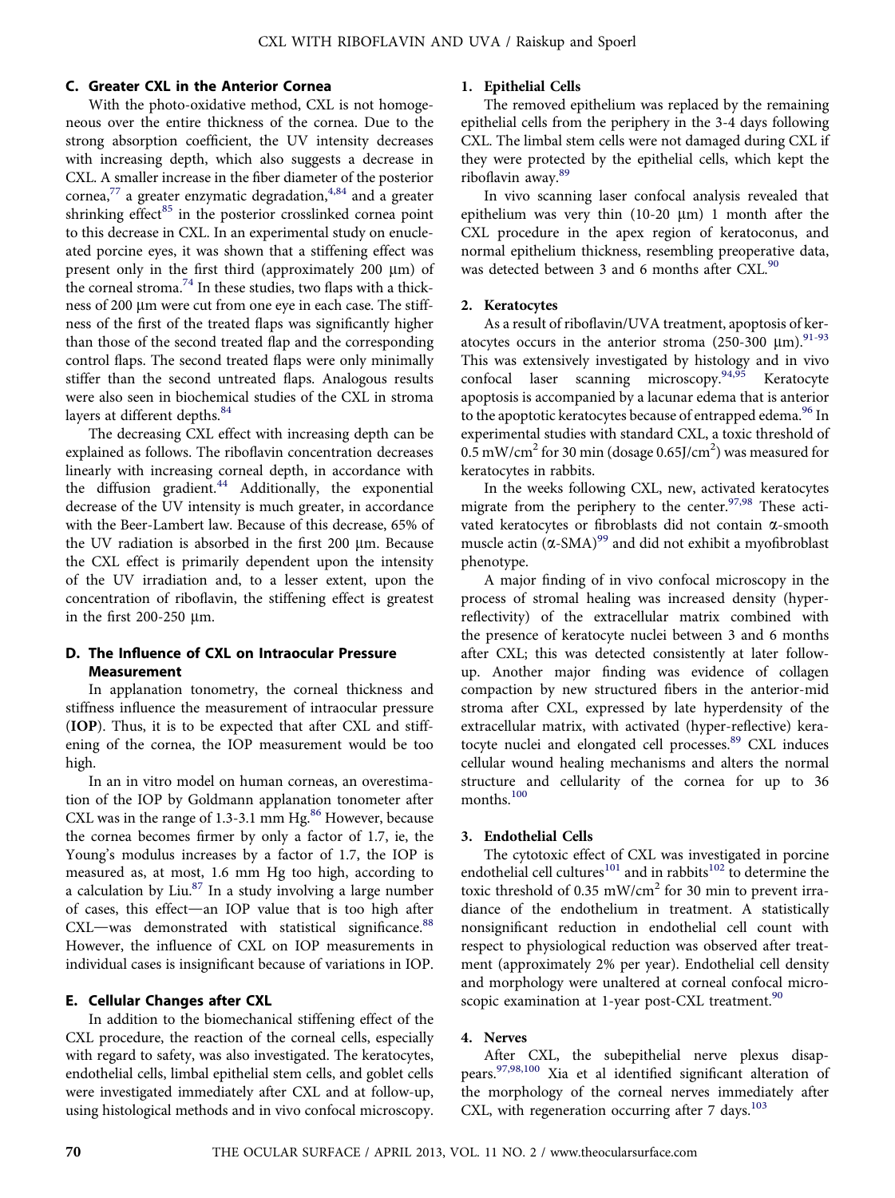### C. Greater CXL in the Anterior Cornea

With the photo-oxidative method, CXL is not homogeneous over the entire thickness of the cornea. Due to the strong absorption coefficient, the UV intensity decreases with increasing depth, which also suggests a decrease in CXL. A smaller increase in the fiber diameter of the posterior cornea,[77] a greater enzymatic degradation,[4,84] and a greater shrinking effect[85] in the posterior crosslinked cornea point to this decrease in CXL. In an experimental study on enucleated porcine eyes, it was shown that a stiffening effect was present only in the first third (approximately 200 μm) of the corneal stroma.[74] In these studies, two flaps with a thickness of 200 μm were cut from one eye in each case. The stiffness of the first of the treated flaps was significantly higher than those of the second treated flap and the corresponding control flaps. The second treated flaps were only minimally stiffer than the second untreated flaps. Analogous results were also seen in biochemical studies of the CXL in stroma layers at different depths.[84]

The decreasing CXL effect with increasing depth can be explained as follows. The riboflavin concentration decreases linearly with increasing corneal depth, in accordance with the diffusion gradient.[44] Additionally, the exponential decrease of the UV intensity is much greater, in accordance with the Beer-Lambert law. Because of this decrease, 65% of the UV radiation is absorbed in the first 200 μm. Because the CXL effect is primarily dependent upon the intensity of the UV irradiation and, to a lesser extent, upon the concentration of riboflavin, the stiffening effect is greatest in the first 200-250 μm.

### D. The Influence of CXL on Intraocular Pressure Measurement

In applanation tonometry, the corneal thickness and stiffness influence the measurement of intraocular pressure (**IOP**). Thus, it is to be expected that after CXL and stiffening of the cornea, the IOP measurement would be too high.

In an in vitro model on human corneas, an overestimation of the IOP by Goldmann applanation tonometer after CXL was in the range of 1.3-3.1 mm Hg.[86] However, because the cornea becomes firmer by only a factor of 1.7, ie, the Young's modulus increases by a factor of 1.7, the IOP is measured as, at most, 1.6 mm Hg too high, according to a calculation by Liu.[87] In a study involving a large number of cases, this effect—an IOP value that is too high after CXL—was demonstrated with statistical significance.[88] However, the influence of CXL on IOP measurements in individual cases is insignificant because of variations in IOP.

### E. Cellular Changes after CXL

In addition to the biomechanical stiffening effect of the CXL procedure, the reaction of the corneal cells, especially with regard to safety, was also investigated. The keratocytes, endothelial cells, limbal epithelial stem cells, and goblet cells were investigated immediately after CXL and at follow-up, using histological methods and in vivo confocal microscopy.

#### 1. Epithelial Cells

The removed epithelium was replaced by the remaining epithelial cells from the periphery in the 3-4 days following CXL. The limbal stem cells were not damaged during CXL if they were protected by the epithelial cells, which kept the riboflavin away.[89]

In vivo scanning laser confocal analysis revealed that epithelium was very thin (10-20 μm) 1 month after the CXL procedure in the apex region of keratoconus, and normal epithelium thickness, resembling preoperative data, was detected between 3 and 6 months after CXL.[90]

#### 2. Keratocytes

As a result of riboflavin/UVA treatment, apoptosis of keratocytes occurs in the anterior stroma (250-300 μm).[91-93] This was extensively investigated by histology and in vivo confocal laser scanning microscopy.[94,95] Keratocyte apoptosis is accompanied by a lacunar edema that is anterior to the apoptotic keratocytes because of entrapped edema.[96] In experimental studies with standard CXL, a toxic threshold of 0.5 $mW/cm^2$ for 30 min (dosage 0.65$J/cm^2$) was measured for keratocytes in rabbits.

In the weeks following CXL, new, activated keratocytes migrate from the periphery to the center.[97,98] These activated keratocytes or fibroblasts did not contain α-smooth muscle actin (α-SMA)[99] and did not exhibit a myofibroblast phenotype.

A major finding of in vivo confocal microscopy in the process of stromal healing was increased density (hyperreflectivity) of the extracellular matrix combined with the presence of keratocyte nuclei between 3 and 6 months after CXL; this was detected consistently at later follow-up. Another major finding was evidence of collagen compaction by new structured fibers in the anterior-mid stroma after CXL, expressed by late hyperdensity of the extracellular matrix, with activated (hyper-reflective) keratocyte nuclei and elongated cell processes.[89] CXL induces cellular wound healing mechanisms and alters the normal structure and cellularity of the cornea for up to 36 months.[100]

#### 3. Endothelial Cells

The cytotoxic effect of CXL was investigated in porcine endothelial cell cultures[101] and in rabbits[102] to determine the toxic threshold of 0.35 $mW/cm^2$ for 30 min to prevent irradiance of the endothelium in treatment. A statistically nonsignificant reduction in endothelial cell count with respect to physiological reduction was observed after treatment (approximately 2% per year). Endothelial cell density and morphology were unaltered at corneal confocal microscopic examination at 1-year post-CXL treatment.[90]

#### 4. Nerves

After CXL, the subepithelial nerve plexus disappears.[97,98,100] Xia et al identified significant alteration of the morphology of the corneal nerves immediately after CXL, with regeneration occurring after 7 days.[103]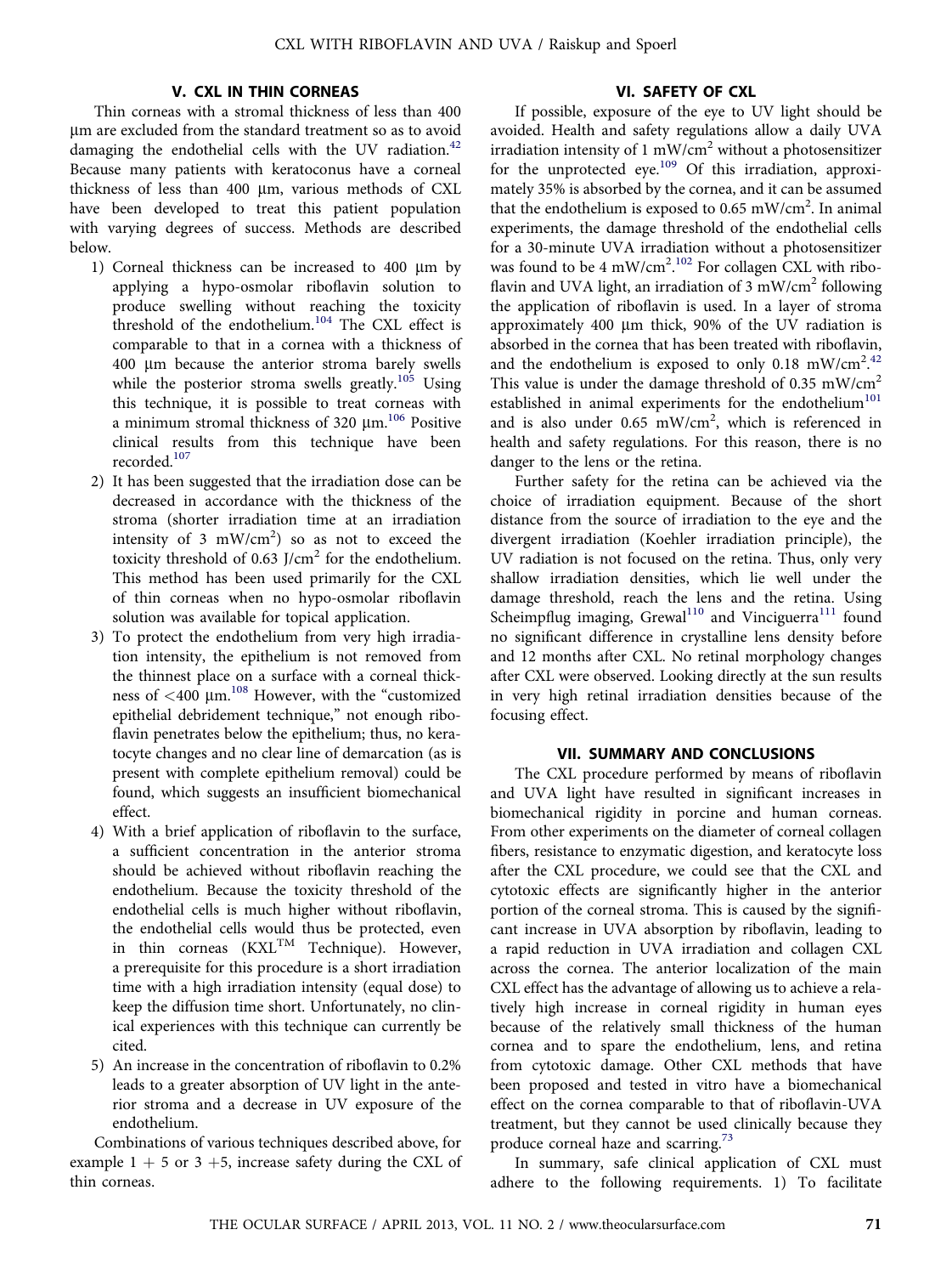## V. CXL IN THIN CORNEAS

Thin corneas with a stromal thickness of less than 400 μm are excluded from the standard treatment so as to avoid damaging the endothelial cells with the UV radiation.[42] Because many patients with keratoconus have a corneal thickness of less than 400 μm, various methods of CXL have been developed to treat this patient population with varying degrees of success. Methods are described below.

1) Corneal thickness can be increased to 400 μm by applying a hypo-osmolar riboflavin solution to produce swelling without reaching the toxicity threshold of the endothelium.[104] The CXL effect is comparable to that in a cornea with a thickness of 400 μm because the anterior stroma barely swells while the posterior stroma swells greatly.[105] Using this technique, it is possible to treat corneas with a minimum stromal thickness of 320 μm.[106] Positive clinical results from this technique have been recorded.[107]
2) It has been suggested that the irradiation dose can be decreased in accordance with the thickness of the stroma (shorter irradiation time at an irradiation intensity of 3 $mW/cm^2$) so as not to exceed the toxicity threshold of 0.63 $J/cm^2$ for the endothelium. This method has been used primarily for the CXL of thin corneas when no hypo-osmolar riboflavin solution was available for topical application.
3) To protect the endothelium from very high irradiation intensity, the epithelium is not removed from the thinnest place on a surface with a corneal thickness of <400 μm.[108] However, with the "customized epithelial debridement technique," not enough riboflavin penetrates below the epithelium; thus, no keratocyte changes and no clear line of demarcation (as is present with complete epithelium removal) could be found, which suggests an insufficient biomechanical effect.
4) With a brief application of riboflavin to the surface, a sufficient concentration in the anterior stroma should be achieved without riboflavin reaching the endothelium. Because the toxicity threshold of the endothelial cells is much higher without riboflavin, the endothelial cells would thus be protected, even in thin corneas (KXL™ Technique). However, a prerequisite for this procedure is a short irradiation time with a high irradiation intensity (equal dose) to keep the diffusion time short. Unfortunately, no clinical experiences with this technique can currently be cited.
5) An increase in the concentration of riboflavin to 0.2% leads to a greater absorption of UV light in the anterior stroma and a decrease in UV exposure of the endothelium.

Combinations of various techniques described above, for example 1 + 5 or 3 +5, increase safety during the CXL of thin corneas.

## VI. SAFETY OF CXL

If possible, exposure of the eye to UV light should be avoided. Health and safety regulations allow a daily UVA irradiation intensity of 1 $mW/cm^2$ without a photosensitizer for the unprotected eye.[109] Of this irradiation, approximately 35% is absorbed by the cornea, and it can be assumed that the endothelium is exposed to 0.65 $mW/cm^2$. In animal experiments, the damage threshold of the endothelial cells for a 30-minute UVA irradiation without a photosensitizer was found to be 4 $mW/cm^2$.[102] For collagen CXL with riboflavin and UVA light, an irradiation of 3 $mW/cm^2$ following the application of riboflavin is used. In a layer of stroma approximately 400 μm thick, 90% of the UV radiation is absorbed in the cornea that has been treated with riboflavin, and the endothelium is exposed to only 0.18 $mW/cm^2$.[42] This value is under the damage threshold of 0.35 $mW/cm^2$ established in animal experiments for the endothelium[101] and is also under 0.65 $mW/cm^2$, which is referenced in health and safety regulations. For this reason, there is no danger to the lens or the retina.

Further safety for the retina can be achieved via the choice of irradiation equipment. Because of the short distance from the source of irradiation to the eye and the divergent irradiation (Koehler irradiation principle), the UV radiation is not focused on the retina. Thus, only very shallow irradiation densities, which lie well under the damage threshold, reach the lens and the retina. Using Scheimpflug imaging, Grewal[110] and Vinciguerra[111] found no significant difference in crystalline lens density before and 12 months after CXL. No retinal morphology changes after CXL were observed. Looking directly at the sun results in very high retinal irradiation densities because of the focusing effect.

## VII. SUMMARY AND CONCLUSIONS

The CXL procedure performed by means of riboflavin and UVA light have resulted in significant increases in biomechanical rigidity in porcine and human corneas. From other experiments on the diameter of corneal collagen fibers, resistance to enzymatic digestion, and keratocyte loss after the CXL procedure, we could see that the CXL and cytotoxic effects are significantly higher in the anterior portion of the corneal stroma. This is caused by the significant increase in UVA absorption by riboflavin, leading to a rapid reduction in UVA irradiation and collagen CXL across the cornea. The anterior localization of the main CXL effect has the advantage of allowing us to achieve a relatively high increase in corneal rigidity in human eyes because of the relatively small thickness of the human cornea and to spare the endothelium, lens, and retina from cytotoxic damage. Other CXL methods that have been proposed and tested in vitro have a biomechanical effect on the cornea comparable to that of riboflavin-UVA treatment, but they cannot be used clinically because they produce corneal haze and scarring.[73]

In summary, safe clinical application of CXL must adhere to the following requirements. 1) To facilitate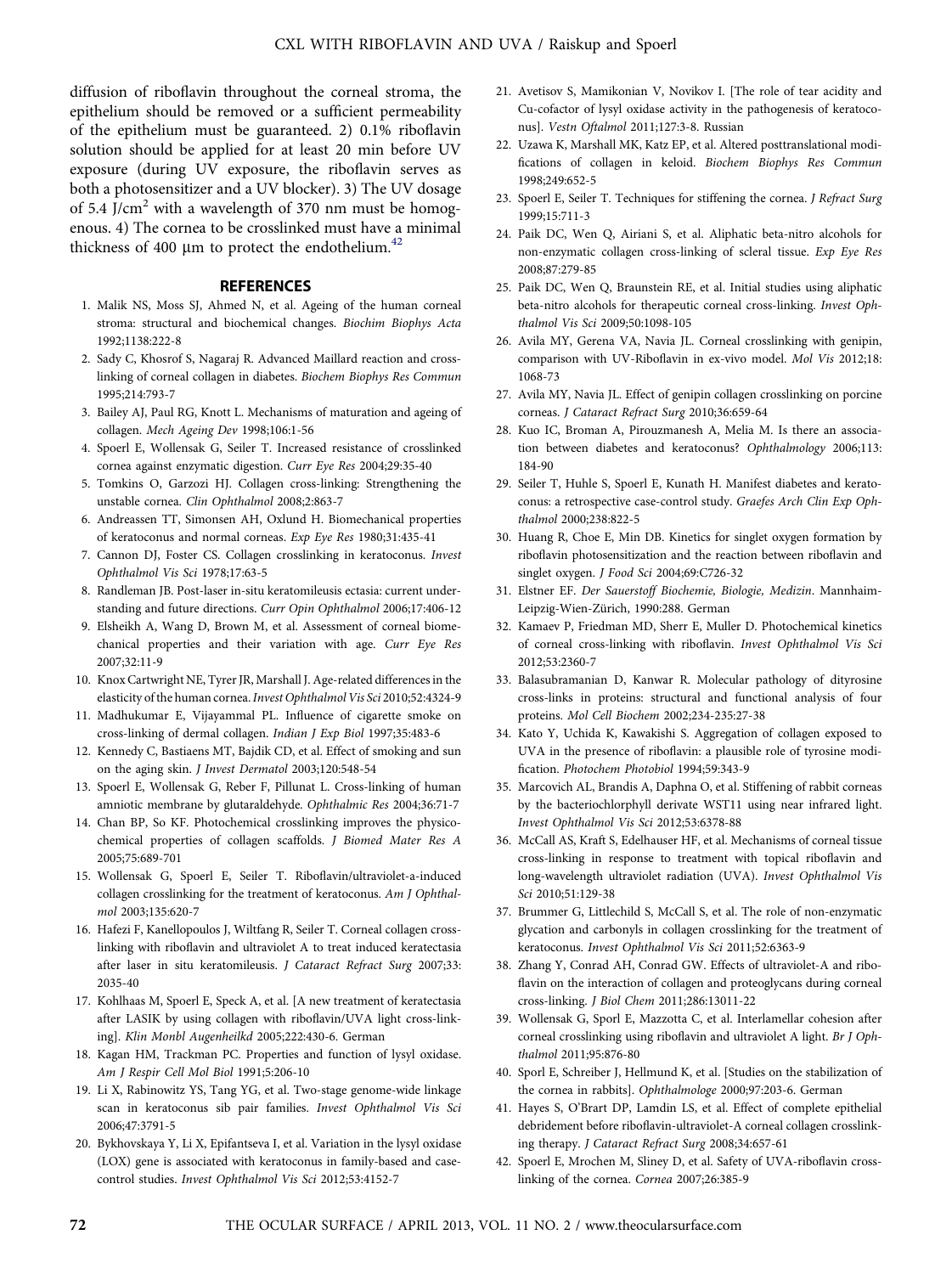diffusion of riboflavin throughout the corneal stroma, the epithelium should be removed or a sufficient permeability of the epithelium must be guaranteed. 2) 0.1% riboflavin solution should be applied for at least 20 min before UV exposure (during UV exposure, the riboflavin serves as both a photosensitizer and a UV blocker). 3) The UV dosage of 5.4 J/cm$^2$ with a wavelength of 370 nm must be homogenous. 4) The cornea to be crosslinked must have a minimal thickness of 400 µm to protect the endothelium.[42]

## REFERENCES

1. Malik NS, Moss SJ, Ahmed N, et al. Ageing of the human corneal stroma: structural and biochemical changes. *Biochim Biophys Acta* 1992;1138:222-8
2. Sady C, Khosrof S, Nagaraj R. Advanced Maillard reaction and crosslinking of corneal collagen in diabetes. *Biochem Biophys Res Commun* 1995;214:793-7
3. Bailey AJ, Paul RG, Knott L. Mechanisms of maturation and ageing of collagen. *Mech Ageing Dev* 1998;106:1-56
4. Spoerl E, Wollensak G, Seiler T. Increased resistance of crosslinked cornea against enzymatic digestion. *Curr Eye Res* 2004;29:35-40
5. Tomkins O, Garzozi HJ. Collagen cross-linking: Strengthening the unstable cornea. *Clin Ophthalmol* 2008;2:863-7
6. Andreassen TT, Simonsen AH, Oxlund H. Biomechanical properties of keratoconus and normal corneas. *Exp Eye Res* 1980;31:435-41
7. Cannon DJ, Foster CS. Collagen crosslinking in keratoconus. *Invest Ophthalmol Vis Sci* 1978;17:63-5
8. Randleman JB. Post-laser in-situ keratomileusis ectasia: current understanding and future directions. *Curr Opin Ophthalmol* 2006;17:406-12
9. Elsheikh A, Wang D, Brown M, et al. Assessment of corneal biomechanical properties and their variation with age. *Curr Eye Res* 2007;32:11-9
10. Knox Cartwright NE, Tyrer JR, Marshall J. Age-related differences in the elasticity of the human cornea. *Invest Ophthalmol Vis Sci* 2010;52:4324-9
11. Madhukumar E, Vijayammal PL. Influence of cigarette smoke on cross-linking of dermal collagen. *Indian J Exp Biol* 1997;35:483-6
12. Kennedy C, Bastiaens MT, Bajdik CD, et al. Effect of smoking and sun on the aging skin. *J Invest Dermatol* 2003;120:548-54
13. Spoerl E, Wollensak G, Reber F, Pillunat L. Cross-linking of human amniotic membrane by glutaraldehyde. *Ophthalmic Res* 2004;36:71-7
14. Chan BP, So KF. Photochemical crosslinking improves the physicochemical properties of collagen scaffolds. *J Biomed Mater Res A* 2005;75:689-701
15. Wollensak G, Spoerl E, Seiler T. Riboflavin/ultraviolet-a-induced collagen crosslinking for the treatment of keratoconus. *Am J Ophthalmol* 2003;135:620-7
16. Hafezi F, Kanellopoulos J, Wiltfang R, Seiler T. Corneal collagen crosslinking with riboflavin and ultraviolet A to treat induced keratectasia after laser in situ keratomileusis. *J Cataract Refract Surg* 2007;33:2035-40
17. Kohlhaas M, Spoerl E, Speck A, et al. [A new treatment of keratectasia after LASIK by using collagen with riboflavin/UVA light cross-linking]. *Klin Monbl Augenheilkd* 2005;222:430-6. German
18. Kagan HM, Trackman PC. Properties and function of lysyl oxidase. *Am J Respir Cell Mol Biol* 1991;5:206-10
19. Li X, Rabinowitz YS, Tang YG, et al. Two-stage genome-wide linkage scan in keratoconus sib pair families. *Invest Ophthalmol Vis Sci* 2006;47:3791-5
20. Bykhovskaya Y, Li X, Epifantseva I, et al. Variation in the lysyl oxidase (LOX) gene is associated with keratoconus in family-based and case-control studies. *Invest Ophthalmol Vis Sci* 2012;53:4152-7
21. Avetisov S, Mamikonian V, Novikov I. [The role of tear acidity and Cu-cofactor of lysyl oxidase activity in the pathogenesis of keratoconus]. *Vestn Oftalmol* 2011;127:3-8. Russian
22. Uzawa K, Marshall MK, Katz EP, et al. Altered posttranslational modifications of collagen in keloid. *Biochem Biophys Res Commun* 1998;249:652-5
23. Spoerl E, Seiler T. Techniques for stiffening the cornea. *J Refract Surg* 1999;15:711-3
24. Paik DC, Wen Q, Airiani S, et al. Aliphatic beta-nitro alcohols for non-enzymatic collagen cross-linking of scleral tissue. *Exp Eye Res* 2008;87:279-85
25. Paik DC, Wen Q, Braunstein RE, et al. Initial studies using aliphatic beta-nitro alcohols for therapeutic corneal cross-linking. *Invest Ophthalmol Vis Sci* 2009;50:1098-105
26. Avila MY, Gerena VA, Navia JL. Corneal crosslinking with genipin, comparison with UV-Riboflavin in ex-vivo model. *Mol Vis* 2012;18:1068-73
27. Avila MY, Navia JL. Effect of genipin collagen crosslinking on porcine corneas. *J Cataract Refract Surg* 2010;36:659-64
28. Kuo IC, Broman A, Pirouzmanesh A, Melia M. Is there an association between diabetes and keratoconus? *Ophthalmology* 2006;113:184-90
29. Seiler T, Huhle S, Spoerl E, Kunath H. Manifest diabetes and keratoconus: a retrospective case-control study. *Graefes Arch Clin Exp Ophthalmol* 2000;238:822-5
30. Huang R, Choe E, Min DB. Kinetics for singlet oxygen formation by riboflavin photosensitization and the reaction between riboflavin and singlet oxygen. *J Food Sci* 2004;69:C726-32
31. Elstner EF. *Der Sauerstoff Biochemie, Biologie, Medizin*. Mannhaim-Leipzig-Wien-Zürich, 1990:288. German
32. Kamaev P, Friedman MD, Sherr E, Muller D. Photochemical kinetics of corneal cross-linking with riboflavin. *Invest Ophthalmol Vis Sci* 2012;53:2360-7
33. Balasubramanian D, Kanwar R. Molecular pathology of dityrosine cross-links in proteins: structural and functional analysis of four proteins. *Mol Cell Biochem* 2002;234-235:27-38
34. Kato Y, Uchida K, Kawakishi S. Aggregation of collagen exposed to UVA in the presence of riboflavin: a plausible role of tyrosine modification. *Photochem Photobiol* 1994;59:343-9
35. Marcovich AL, Brandis A, Daphna O, et al. Stiffening of rabbit corneas by the bacteriochlorphyll derivate WST11 using near infrared light. *Invest Ophthalmol Vis Sci* 2012;53:6378-88
36. McCall AS, Kraft S, Edelhauser HF, et al. Mechanisms of corneal tissue cross-linking in response to treatment with topical riboflavin and long-wavelength ultraviolet radiation (UVA). *Invest Ophthalmol Vis Sci* 2010;51:129-38
37. Brummer G, Littlechild S, McCall S, et al. The role of non-enzymatic glycation and carbonyls in collagen crosslinking for the treatment of keratoconus. *Invest Ophthalmol Vis Sci* 2011;52:6363-9
38. Zhang Y, Conrad AH, Conrad GW. Effects of ultraviolet-A and riboflavin on the interaction of collagen and proteoglycans during corneal cross-linking. *J Biol Chem* 2011;286:13011-22
39. Wollensak G, Sporl E, Mazzotta C, et al. Interlamellar cohesion after corneal crosslinking using riboflavin and ultraviolet A light. *Br J Ophthalmol* 2011;95:876-80
40. Sporl E, Schreiber J, Hellmund K, et al. [Studies on the stabilization of the cornea in rabbits]. *Ophthalmologe* 2000;97:203-6. German
41. Hayes S, O'Brart DP, Lamdin LS, et al. Effect of complete epithelial debridement before riboflavin-ultraviolet-A corneal collagen crosslinking therapy. *J Cataract Refract Surg* 2008;34:657-61
42. Spoerl E, Mrochen M, Sliney D, et al. Safety of UVA-riboflavin crosslinking of the cornea. *Cornea* 2007;26:385-9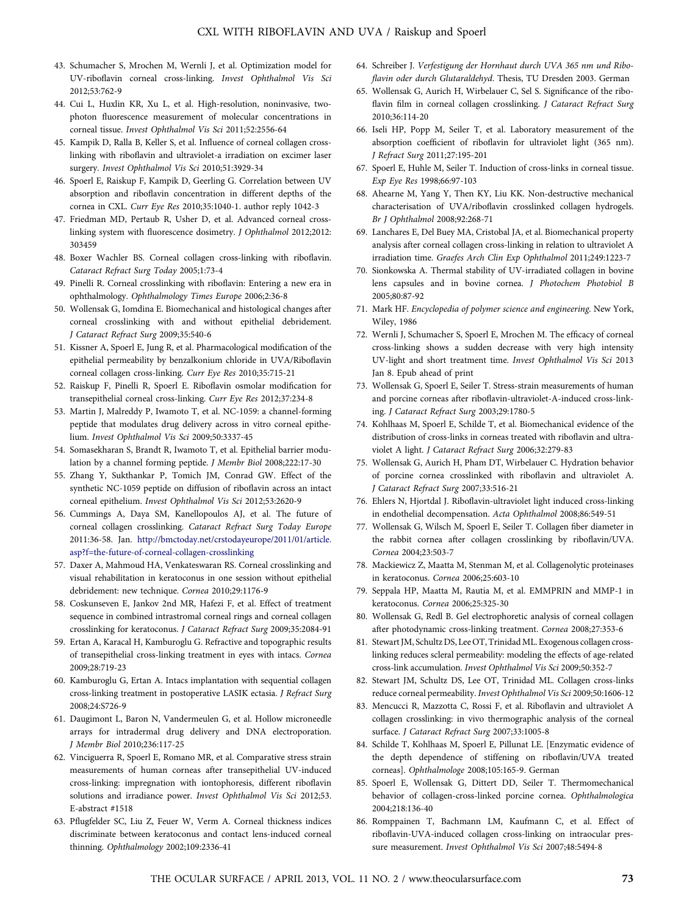43. Schumacher S, Mrochen M, Wernli J, et al. Optimization model for UV-riboflavin corneal cross-linking. *Invest Ophthalmol Vis Sci* 2012;53:762-9
44. Cui L, Huxlin KR, Xu L, et al. High-resolution, noninvasive, two-photon fluorescence measurement of molecular concentrations in corneal tissue. *Invest Ophthalmol Vis Sci* 2011;52:2556-64
45. Kampik D, Ralla B, Keller S, et al. Influence of corneal collagen cross-linking with riboflavin and ultraviolet-a irradiation on excimer laser surgery. *Invest Ophthalmol Vis Sci* 2010;51:3929-34
46. Spoerl E, Raiskup F, Kampik D, Geerling G. Correlation between UV absorption and riboflavin concentration in different depths of the cornea in CXL. *Curr Eye Res* 2010;35:1040-1. author reply 1042-3
47. Friedman MD, Pertaub R, Usher D, et al. Advanced corneal cross-linking system with fluorescence dosimetry. *J Ophthalmol* 2012;2012: 303459
48. Boxer Wachler BS. Corneal collagen cross-linking with riboflavin. *Cataract Refract Surg Today* 2005;1:73-4
49. Pinelli R. Corneal crosslinking with riboflavin: Entering a new era in ophthalmology. *Ophthalmology Times Europe* 2006;2:36-8
50. Wollensak G, Iomdina E. Biomechanical and histological changes after corneal crosslinking with and without epithelial debridement. *J Cataract Refract Surg* 2009;35:540-6
51. Kissner A, Spoerl E, Jung R, et al. Pharmacological modification of the epithelial permeability by benzalkonium chloride in UVA/Riboflavin corneal collagen cross-linking. *Curr Eye Res* 2010;35:715-21
52. Raiskup F, Pinelli R, Spoerl E. Riboflavin osmolar modification for transepithelial corneal cross-linking. *Curr Eye Res* 2012;37:234-8
53. Martin J, Malreddy P, Iwamoto T, et al. NC-1059: a channel-forming peptide that modulates drug delivery across in vitro corneal epithelium. *Invest Ophthalmol Vis Sci* 2009;50:3337-45
54. Somasekharan S, Brandt R, Iwamoto T, et al. Epithelial barrier modulation by a channel forming peptide. *J Membr Biol* 2008;222:17-30
55. Zhang Y, Sukthankar P, Tomich JM, Conrad GW. Effect of the synthetic NC-1059 peptide on diffusion of riboflavin across an intact corneal epithelium. *Invest Ophthalmol Vis Sci* 2012;53:2620-9
56. Cummings A, Daya SM, Kanellopoulos AJ, et al. The future of corneal collagen crosslinking. *Cataract Refract Surg Today Europe* 2011:36-58. Jan. http://bmctoday.net/crstodayeurope/2011/01/article.asp?f=the-future-of-corneal-collagen-crosslinking
57. Daxer A, Mahmoud HA, Venkateswaran RS. Corneal crosslinking and visual rehabilitation in keratoconus in one session without epithelial debridement: new technique. *Cornea* 2010;29:1176-9
58. Coskunseven E, Jankov 2nd MR, Hafezi F, et al. Effect of treatment sequence in combined intrastromal corneal rings and corneal collagen crosslinking for keratoconus. *J Cataract Refract Surg* 2009;35:2084-91
59. Ertan A, Karacal H, Kamburoglu G. Refractive and topographic results of transepithelial cross-linking treatment in eyes with intacs. *Cornea* 2009;28:719-23
60. Kamburoglu G, Ertan A. Intacs implantation with sequential collagen cross-linking treatment in postoperative LASIK ectasia. *J Refract Surg* 2008;24:S726-9
61. Daugimont L, Baron N, Vandermeulen G, et al. Hollow microneedle arrays for intradermal drug delivery and DNA electroporation. *J Membr Biol* 2010;236:117-25
62. Vinciguerra R, Spoerl E, Romano MR, et al. Comparative stress strain measurements of human corneas after transepithelial UV-induced cross-linking: impregnation with iontophoresis, different riboflavin solutions and irradiance power. *Invest Ophthalmol Vis Sci* 2012;53. E-abstract #1518
63. Pflugfelder SC, Liu Z, Feuer W, Verm A. Corneal thickness indices discriminate between keratoconus and contact lens-induced corneal thinning. *Ophthalmology* 2002;109:2336-41
64. Schreiber J. *Verfestigung der Hornhaut durch UVA 365 nm und Riboflavin oder durch Glutaraldehyd*. Thesis, TU Dresden 2003. German
65. Wollensak G, Aurich H, Wirbelauer C, Sel S. Significance of the riboflavin film in corneal collagen crosslinking. *J Cataract Refract Surg* 2010;36:114-20
66. Iseli HP, Popp M, Seiler T, et al. Laboratory measurement of the absorption coefficient of riboflavin for ultraviolet light (365 nm). *J Refract Surg* 2011;27:195-201
67. Spoerl E, Huhle M, Seiler T. Induction of cross-links in corneal tissue. *Exp Eye Res* 1998;66:97-103
68. Ahearne M, Yang Y, Then KY, Liu KK. Non-destructive mechanical characterisation of UVA/riboflavin crosslinked collagen hydrogels. *Br J Ophthalmol* 2008;92:268-71
69. Lanchares E, Del Buey MA, Cristobal JA, et al. Biomechanical property analysis after corneal collagen cross-linking in relation to ultraviolet A irradiation time. *Graefes Arch Clin Exp Ophthalmol* 2011;249:1223-7
70. Sionkowska A. Thermal stability of UV-irradiated collagen in bovine lens capsules and in bovine cornea. *J Photochem Photobiol B* 2005;80:87-92
71. Mark HF. *Encyclopedia of polymer science and engineering*. New York, Wiley, 1986
72. Wernli J, Schumacher S, Spoerl E, Mrochen M. The efficacy of corneal cross-linking shows a sudden decrease with very high intensity UV-light and short treatment time. *Invest Ophthalmol Vis Sci* 2013 Jan 8. Epub ahead of print
73. Wollensak G, Spoerl E, Seiler T. Stress-strain measurements of human and porcine corneas after riboflavin-ultraviolet-A-induced cross-linking. *J Cataract Refract Surg* 2003;29:1780-5
74. Kohlhaas M, Spoerl E, Schilde T, et al. Biomechanical evidence of the distribution of cross-links in corneas treated with riboflavin and ultraviolet A light. *J Cataract Refract Surg* 2006;32:279-83
75. Wollensak G, Aurich H, Pham DT, Wirbelauer C. Hydration behavior of porcine cornea crosslinked with riboflavin and ultraviolet A. *J Cataract Refract Surg* 2007;33:516-21
76. Ehlers N, Hjortdal J. Riboflavin-ultraviolet light induced cross-linking in endothelial decompensation. *Acta Ophthalmol* 2008;86:549-51
77. Wollensak G, Wilsch M, Spoerl E, Seiler T. Collagen fiber diameter in the rabbit cornea after collagen crosslinking by riboflavin/UVA. *Cornea* 2004;23:503-7
78. Mackiewicz Z, Maatta M, Stenman M, et al. Collagenolytic proteinases in keratoconus. *Cornea* 2006;25:603-10
79. Seppala HP, Maatta M, Rautia M, et al. EMMPRIN and MMP-1 in keratoconus. *Cornea* 2006;25:325-30
80. Wollensak G, Redl B. Gel electrophoretic analysis of corneal collagen after photodynamic cross-linking treatment. *Cornea* 2008;27:353-6
81. Stewart JM, Schultz DS, Lee OT, Trinidad ML. Exogenous collagen cross-linking reduces scleral permeability: modeling the effects of age-related cross-link accumulation. *Invest Ophthalmol Vis Sci* 2009;50:352-7
82. Stewart JM, Schultz DS, Lee OT, Trinidad ML. Collagen cross-links reduce corneal permeability. *Invest Ophthalmol Vis Sci* 2009;50:1606-12
83. Mencucci R, Mazzotta C, Rossi F, et al. Riboflavin and ultraviolet A collagen crosslinking: in vivo thermographic analysis of the corneal surface. *J Cataract Refract Surg* 2007;33:1005-8
84. Schilde T, Kohlhaas M, Spoerl E, Pillunat LE. [Enzymatic evidence of the depth dependence of stiffening on riboflavin/UVA treated corneas]. *Ophthalmologe* 2008;105:165-9. German
85. Spoerl E, Wollensak G, Dittert DD, Seiler T. Thermomechanical behavior of collagen-cross-linked porcine cornea. *Ophthalmologica* 2004;218:136-40
86. Romppainen T, Bachmann LM, Kaufmann C, et al. Effect of riboflavin-UVA-induced collagen cross-linking on intraocular pressure measurement. *Invest Ophthalmol Vis Sci* 2007;48:5494-8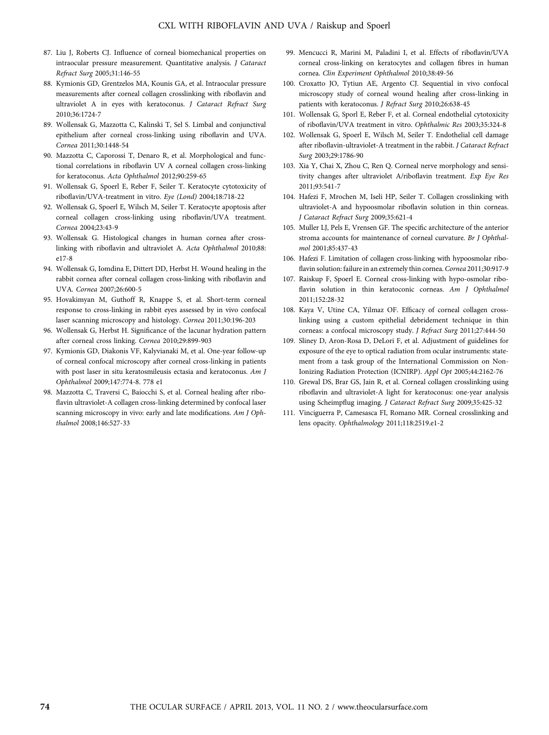87. Liu J, Roberts CJ. Influence of corneal biomechanical properties on intraocular pressure measurement. Quantitative analysis. *J Cataract Refract Surg* 2005;31:146-55
88. Kymionis GD, Grentzelos MA, Kounis GA, et al. Intraocular pressure measurements after corneal collagen crosslinking with riboflavin and ultraviolet A in eyes with keratoconus. *J Cataract Refract Surg* 2010;36:1724-7
89. Wollensak G, Mazzotta C, Kalinski T, Sel S. Limbal and conjunctival epithelium after corneal cross-linking using riboflavin and UVA. *Cornea* 2011;30:1448-54
90. Mazzotta C, Caporossi T, Denaro R, et al. Morphological and functional correlations in riboflavin UV A corneal collagen cross-linking for keratoconus. *Acta Ophthalmol* 2012;90:259-65
91. Wollensak G, Spoerl E, Reber F, Seiler T. Keratocyte cytotoxicity of riboflavin/UVA-treatment in vitro. *Eye (Lond)* 2004;18:718-22
92. Wollensak G, Spoerl E, Wilsch M, Seiler T. Keratocyte apoptosis after corneal collagen cross-linking using riboflavin/UVA treatment. *Cornea* 2004;23:43-9
93. Wollensak G. Histological changes in human cornea after cross-linking with riboflavin and ultraviolet A. *Acta Ophthalmol* 2010;88:e17-8
94. Wollensak G, Iomdina E, Dittert DD, Herbst H. Wound healing in the rabbit cornea after corneal collagen cross-linking with riboflavin and UVA. *Cornea* 2007;26:600-5
95. Hovakimyan M, Guthoff R, Knappe S, et al. Short-term corneal response to cross-linking in rabbit eyes assessed by in vivo confocal laser scanning microscopy and histology. *Cornea* 2011;30:196-203
96. Wollensak G, Herbst H. Significance of the lacunar hydration pattern after corneal cross linking. *Cornea* 2010;29:899-903
97. Kymionis GD, Diakonis VF, Kalyvianaki M, et al. One-year follow-up of corneal confocal microscopy after corneal cross-linking in patients with post laser in situ keratosmileusis ectasia and keratoconus. *Am J Ophthalmol* 2009;147:774-8. 778 e1
98. Mazzotta C, Traversi C, Baiocchi S, et al. Corneal healing after riboflavin ultraviolet-A collagen cross-linking determined by confocal laser scanning microscopy in vivo: early and late modifications. *Am J Ophthalmol* 2008;146:527-33
99. Mencucci R, Marini M, Paladini I, et al. Effects of riboflavin/UVA corneal cross-linking on keratocytes and collagen fibres in human cornea. *Clin Experiment Ophthalmol* 2010;38:49-56
100. Croxatto JO, Tytiun AE, Argento CJ. Sequential in vivo confocal microscopy study of corneal wound healing after cross-linking in patients with keratoconus. *J Refract Surg* 2010;26:638-45
101. Wollensak G, Sporl E, Reber F, et al. Corneal endothelial cytotoxicity of riboflavin/UVA treatment in vitro. *Ophthalmic Res* 2003;35:324-8
102. Wollensak G, Spoerl E, Wilsch M, Seiler T. Endothelial cell damage after riboflavin-ultraviolet-A treatment in the rabbit. *J Cataract Refract Surg* 2003;29:1786-90
103. Xia Y, Chai X, Zhou C, Ren Q. Corneal nerve morphology and sensitivity changes after ultraviolet A/riboflavin treatment. *Exp Eye Res* 2011;93:541-7
104. Hafezi F, Mrochen M, Iseli HP, Seiler T. Collagen crosslinking with ultraviolet-A and hypoosmolar riboflavin solution in thin corneas. *J Cataract Refract Surg* 2009;35:621-4
105. Muller LJ, Pels E, Vrensen GF. The specific architecture of the anterior stroma accounts for maintenance of corneal curvature. *Br J Ophthalmol* 2001;85:437-43
106. Hafezi F. Limitation of collagen cross-linking with hypoosmolar riboflavin solution: failure in an extremely thin cornea. *Cornea* 2011;30:917-9
107. Raiskup F, Spoerl E. Corneal cross-linking with hypo-osmolar riboflavin solution in thin keratoconic corneas. *Am J Ophthalmol* 2011;152:28-32
108. Kaya V, Utine CA, Yilmaz OF. Efficacy of corneal collagen cross-linking using a custom epithelial debridement technique in thin corneas: a confocal microscopy study. *J Refract Surg* 2011;27:444-50
109. Sliney D, Aron-Rosa D, DeLori F, et al. Adjustment of guidelines for exposure of the eye to optical radiation from ocular instruments: statement from a task group of the International Commission on Non-Ionizing Radiation Protection (ICNIRP). *Appl Opt* 2005;44:2162-76
110. Grewal DS, Brar GS, Jain R, et al. Corneal collagen crosslinking using riboflavin and ultraviolet-A light for keratoconus: one-year analysis using Scheimpflug imaging. *J Cataract Refract Surg* 2009;35:425-32
111. Vinciguerra P, Camesasca FI, Romano MR. Corneal crosslinking and lens opacity. *Ophthalmology* 2011;118:2519.e1-2